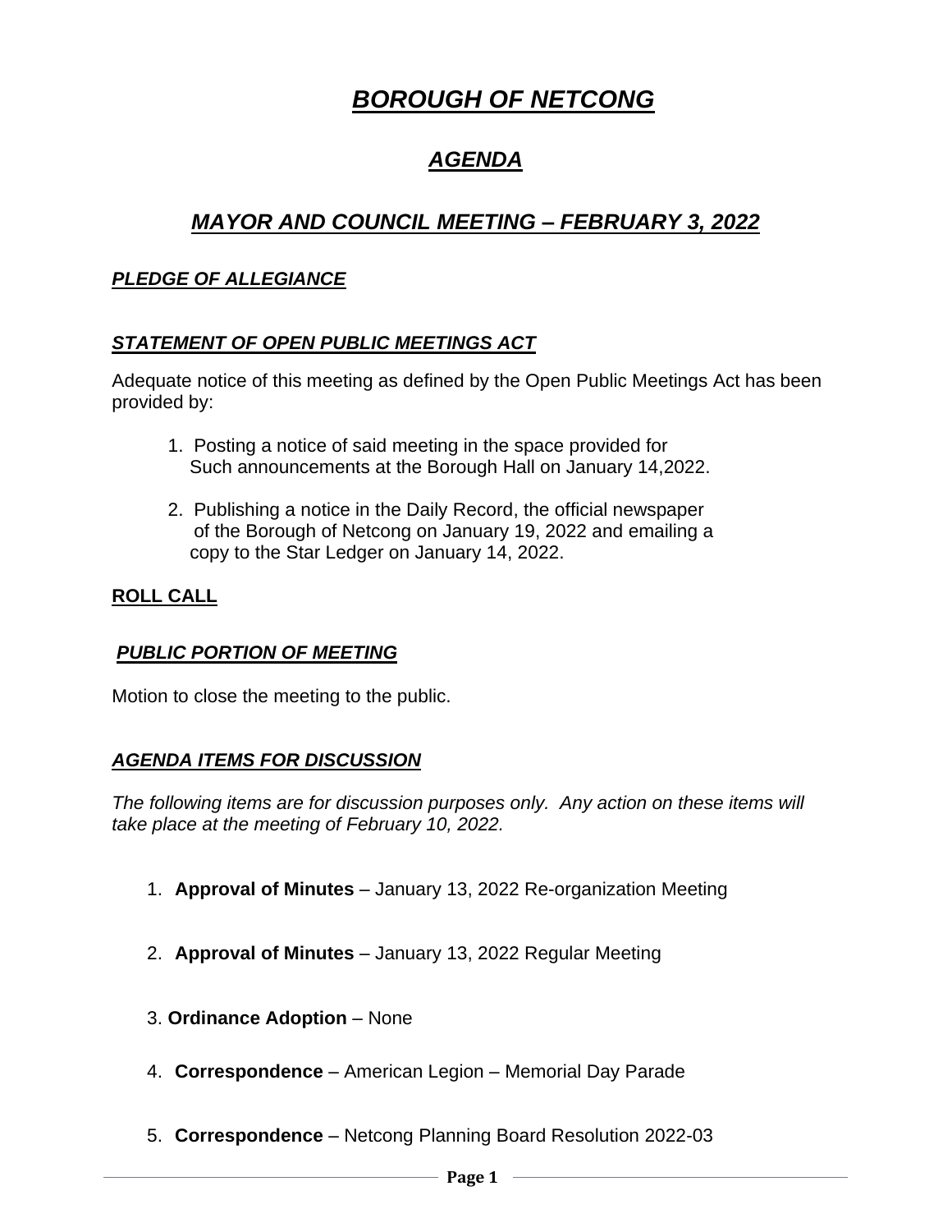# ***BOROUGH OF NETCONG***

## ***AGENDA***

## ***MAYOR AND COUNCIL MEETING – FEBRUARY 3, 2022***

### ***PLEDGE OF ALLEGIANCE***

### ***STATEMENT OF OPEN PUBLIC MEETINGS ACT***

Adequate notice of this meeting as defined by the Open Public Meetings Act has been provided by:

1. Posting a notice of said meeting in the space provided for Such announcements at the Borough Hall on January 14,2022.

2. Publishing a notice in the Daily Record, the official newspaper of the Borough of Netcong on January 19, 2022 and emailing a copy to the Star Ledger on January 14, 2022.

### **ROLL CALL**

### ***PUBLIC PORTION OF MEETING***

Motion to close the meeting to the public.

### ***AGENDA ITEMS FOR DISCUSSION***

*The following items are for discussion purposes only. Any action on these items will take place at the meeting of February 10, 2022.*

1. **Approval of Minutes** – January 13, 2022 Re-organization Meeting

2. **Approval of Minutes** – January 13, 2022 Regular Meeting

3. **Ordinance Adoption** – None

4. **Correspondence** – American Legion – Memorial Day Parade

5. **Correspondence** – Netcong Planning Board Resolution 2022-03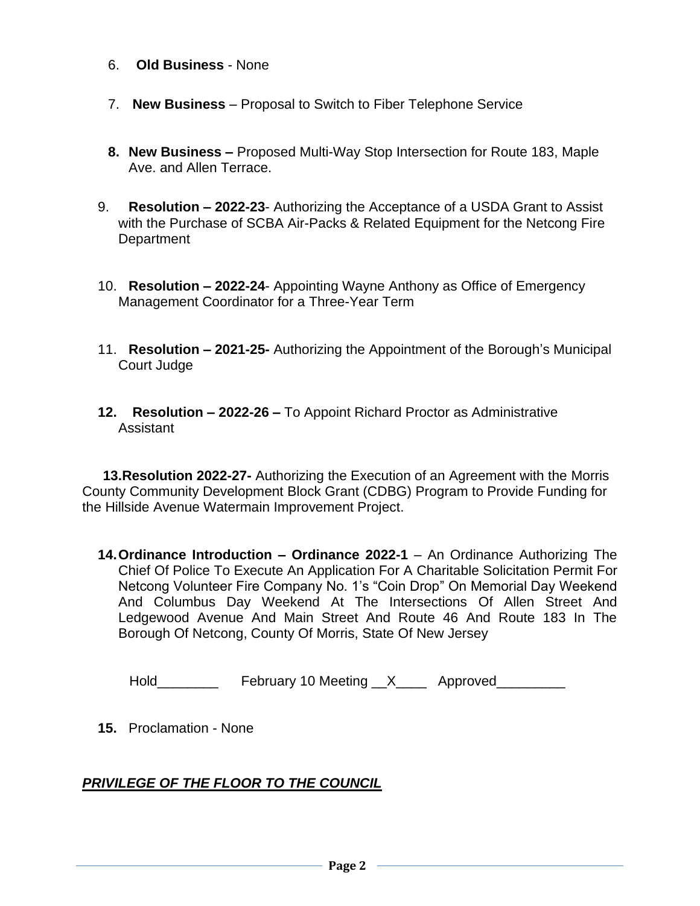6. **Old Business** - None

7. **New Business** – Proposal to Switch to Fiber Telephone Service

8. **New Business –** Proposed Multi-Way Stop Intersection for Route 183, Maple Ave. and Allen Terrace.

9. **Resolution – 2022-23**- Authorizing the Acceptance of a USDA Grant to Assist with the Purchase of SCBA Air-Packs & Related Equipment for the Netcong Fire Department

10. **Resolution – 2022-24**- Appointing Wayne Anthony as Office of Emergency Management Coordinator for a Three-Year Term

11. **Resolution – 2021-25-** Authorizing the Appointment of the Borough's Municipal Court Judge

12. **Resolution – 2022-26 –** To Appoint Richard Proctor as Administrative Assistant

13. **Resolution 2022-27-** Authorizing the Execution of an Agreement with the Morris County Community Development Block Grant (CDBG) Program to Provide Funding for the Hillside Avenue Watermain Improvement Project.

14. **Ordinance Introduction – Ordinance 2022-1** – An Ordinance Authorizing The Chief Of Police To Execute An Application For A Charitable Solicitation Permit For Netcong Volunteer Fire Company No. 1's "Coin Drop" On Memorial Day Weekend And Columbus Day Weekend At The Intersections Of Allen Street And Ledgewood Avenue And Main Street And Route 46 And Route 183 In The Borough Of Netcong, County Of Morris, State Of New Jersey

    Hold________ February 10 Meeting __X____ Approved_________

15. Proclamation - None

***PRIVILEGE OF THE FLOOR TO THE COUNCIL***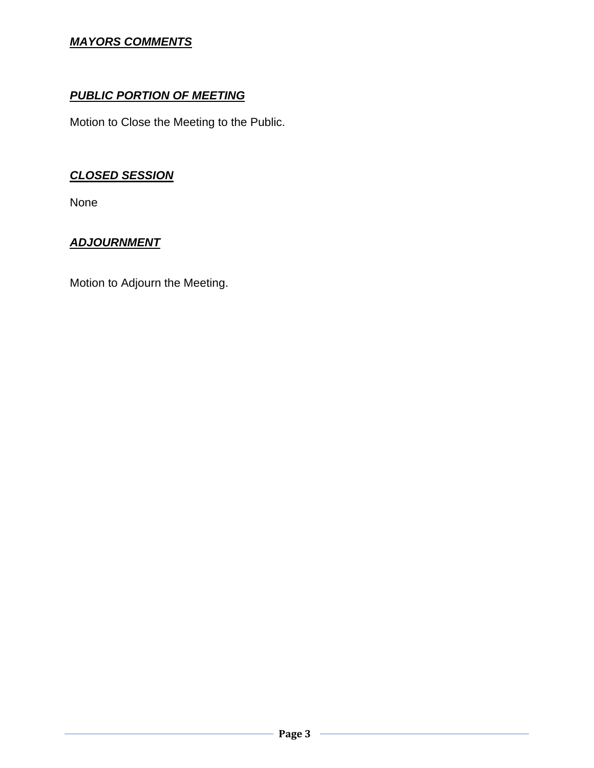***MAYORS COMMENTS***

***PUBLIC PORTION OF MEETING***

Motion to Close the Meeting to the Public.

***CLOSED SESSION***

None

***ADJOURNMENT***

Motion to Adjourn the Meeting.